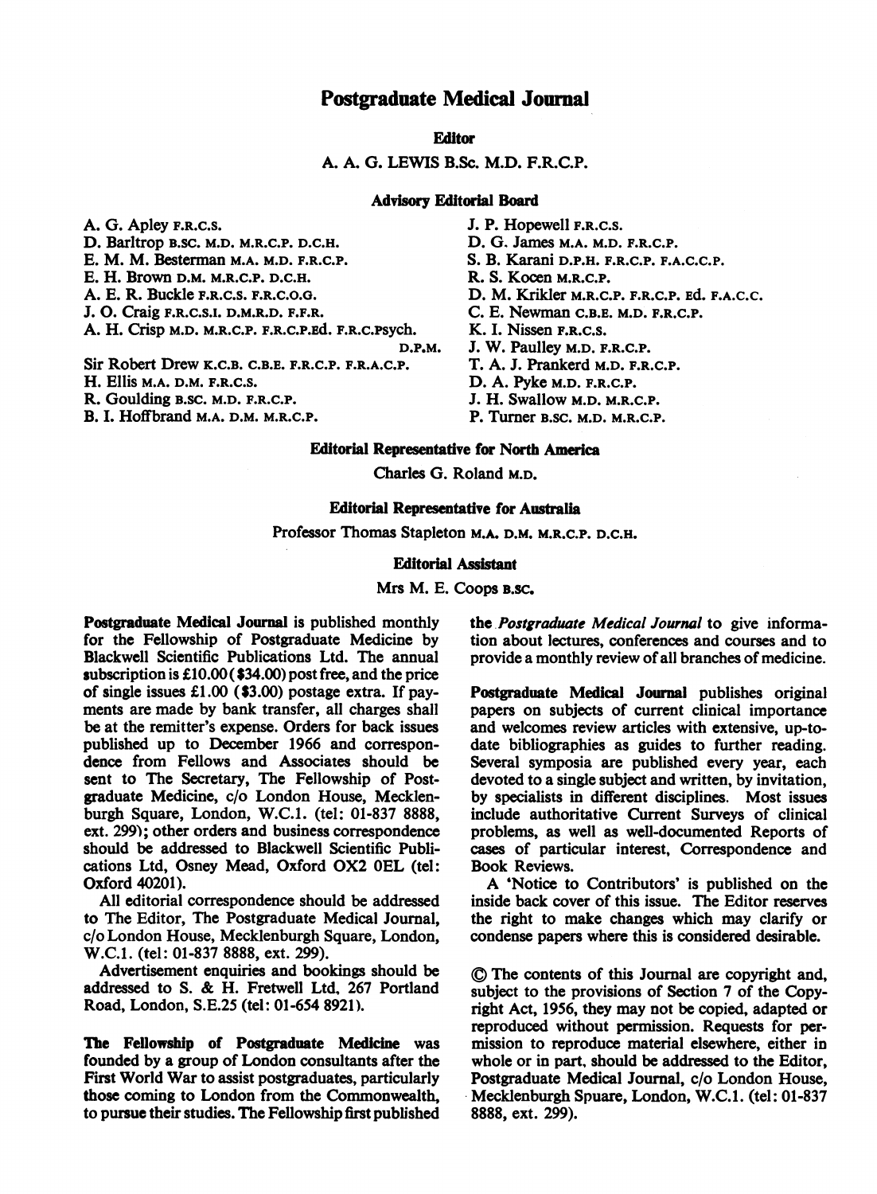# Postgraduate Medical Journal

**Editor**

A. A. G. LEWIS B.Sc. M.D. F.R.C.P.

**Advisory Editorial Board**

A. G. Apley F.R.C.S.
D. Barltrop B.SC. M.D. M.R.C.P. D.C.H.
E. M. M. Besterman M.A. M.D. F.R.C.P.
E. H. Brown D.M. M.R.C.P. D.C.H.
A. E. R. Buckle F.R.C.S. F.R.C.O.G.
J. O. Craig F.R.C.S.I. D.M.R.D. F.F.R.
A. H. Crisp M.D. M.R.C.P. F.R.C.P.Ed. F.R.C.Psych. D.P.M.
Sir Robert Drew K.C.B. C.B.E. F.R.C.P. F.R.A.C.P.
H. Ellis M.A. D.M. F.R.C.S.
R. Goulding B.SC. M.D. F.R.C.P.
B. I. Hoffbrand M.A. D.M. M.R.C.P.
J. P. Hopewell F.R.C.S.
D. G. James M.A. M.D. F.R.C.P.
S. B. Karani D.P.H. F.R.C.P. F.A.C.C.P.
R. S. Kocen M.R.C.P.
D. M. Krikler M.R.C.P. F.R.C.P. Ed. F.A.C.C.
C. E. Newman C.B.E. M.D. F.R.C.P.
K. I. Nissen F.R.C.S.
J. W. Paulley M.D. F.R.C.P.
T. A. J. Prankerd M.D. F.R.C.P.
D. A. Pyke M.D. F.R.C.P.
J. H. Swallow M.D. M.R.C.P.
P. Turner B.SC. M.D. M.R.C.P.

**Editorial Representative for North America**

Charles G. Roland M.D.

**Editorial Representative for Australia**

Professor Thomas Stapleton M.A. D.M. M.R.C.P. D.C.H.

**Editorial Assistant**

Mrs M. E. Coops B.SC.

**Postgraduate Medical Journal** is published monthly for the Fellowship of Postgraduate Medicine by Blackwell Scientific Publications Ltd. The annual subscription is £10.00 ($34.00) post free, and the price of single issues £1.00 ($3.00) postage extra. If payments are made by bank transfer, all charges shall be at the remitter's expense. Orders for back issues published up to December 1966 and correspondence from Fellows and Associates should be sent to The Secretary, The Fellowship of Postgraduate Medicine, c/o London House, Mecklenburgh Square, London, W.C.1. (tel: 01-837 8888, ext. 299); other orders and business correspondence should be addressed to Blackwell Scientific Publications Ltd, Osney Mead, Oxford OX2 0EL (tel: Oxford 40201).

All editorial correspondence should be addressed to The Editor, The Postgraduate Medical Journal, c/o London House, Mecklenburgh Square, London, W.C.1. (tel: 01-837 8888, ext. 299).

Advertisement enquiries and bookings should be addressed to S. & H. Fretwell Ltd, 267 Portland Road, London, S.E.25 (tel: 01-654 8921).

**The Fellowship of Postgraduate Medicine** was founded by a group of London consultants after the First World War to assist postgraduates, particularly those coming to London from the Commonwealth, to pursue their studies. The Fellowship first published the *Postgraduate Medical Journal* to give information about lectures, conferences and courses and to provide a monthly review of all branches of medicine.

**Postgraduate Medical Journal** publishes original papers on subjects of current clinical importance and welcomes review articles with extensive, up-to-date bibliographies as guides to further reading. Several symposia are published every year, each devoted to a single subject and written, by invitation, by specialists in different disciplines. Most issues include authoritative Current Surveys of clinical problems, as well as well-documented Reports of cases of particular interest, Correspondence and Book Reviews.

A 'Notice to Contributors' is published on the inside back cover of this issue. The Editor reserves the right to make changes which may clarify or condense papers where this is considered desirable.

© The contents of this Journal are copyright and, subject to the provisions of Section 7 of the Copyright Act, 1956, they may not be copied, adapted or reproduced without permission. Requests for permission to reproduce material elsewhere, either in whole or in part, should be addressed to the Editor, Postgraduate Medical Journal, c/o London House, Mecklenburgh Spuare, London, W.C.1. (tel: 01-837 8888, ext. 299).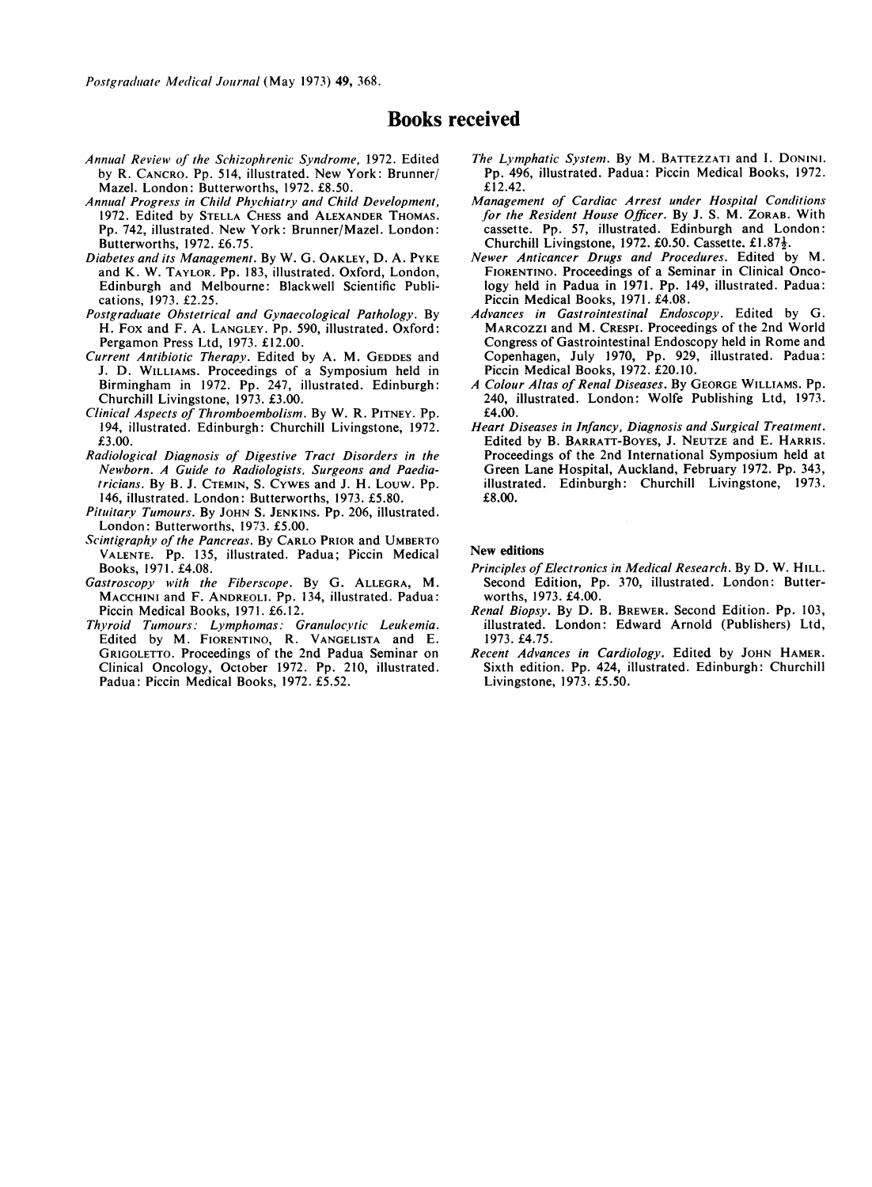# Books received

*Annual Review of the Schizophrenic Syndrome*, 1972. Edited by R. CANCRO. Pp. 514, illustrated. New York: Brunner/Mazel. London: Butterworths, 1972. £8.50.

*Annual Progress in Child Phychiatry and Child Development*, 1972. Edited by STELLA CHESS and ALEXANDER THOMAS. Pp. 742, illustrated. New York: Brunner/Mazel. London: Butterworths, 1972. £6.75.

*Diabetes and its Management*. By W. G. OAKLEY, D. A. PYKE and K. W. TAYLOR. Pp. 183, illustrated. Oxford, London, Edinburgh and Melbourne: Blackwell Scientific Publications, 1973. £2.25.

*Postgraduate Obstetrical and Gynaecological Pathology*. By H. FOX and F. A. LANGLEY. Pp. 590, illustrated. Oxford: Pergamon Press Ltd, 1973. £12.00.

*Current Antibiotic Therapy*. Edited by A. M. GEDDES and J. D. WILLIAMS. Proceedings of a Symposium held in Birmingham in 1972. Pp. 247, illustrated. Edinburgh: Churchill Livingstone, 1973. £3.00.

*Clinical Aspects of Thromboembolism*. By W. R. PITNEY. Pp. 194, illustrated. Edinburgh: Churchill Livingstone, 1972. £3.00.

*Radiological Diagnosis of Digestive Tract Disorders in the Newborn. A Guide to Radiologists, Surgeons and Paediatricians*. By B. J. CTEMIN, S. CYWES and J. H. LOUW. Pp. 146, illustrated. London: Butterworths, 1973. £5.80.

*Pituitary Tumours*. By JOHN S. JENKINS. Pp. 206, illustrated. London: Butterworths, 1973. £5.00.

*Scintigraphy of the Pancreas*. By CARLO PRIOR and UMBERTO VALENTE. Pp. 135, illustrated. Padua; Piccin Medical Books, 1971. £4.08.

*Gastroscopy with the Fiberscope*. By G. ALLEGRA, M. MACCHINI and F. ANDREOLI. Pp. 134, illustrated. Padua: Piccin Medical Books, 1971. £6.12.

*Thyroid Tumours: Lymphomas: Granulocytic Leukemia*. Edited by M. FIORENTINO, R. VANGELISTA and E. GRIGOLETTO. Proceedings of the 2nd Padua Seminar on Clinical Oncology, October 1972. Pp. 210, illustrated. Padua: Piccin Medical Books, 1972. £5.52.

*The Lymphatic System*. By M. BATTEZZATI and I. DONINI. Pp. 496, illustrated. Padua: Piccin Medical Books, 1972. £12.42.

*Management of Cardiac Arrest under Hospital Conditions for the Resident House Officer*. By J. S. M. ZORAB. With cassette. Pp. 57, illustrated. Edinburgh and London: Churchill Livingstone, 1972. £0.50. Cassette. £1.87½.

*Newer Anticancer Drugs and Procedures*. Edited by M. FIORENTINO. Proceedings of a Seminar in Clinical Oncology held in Padua in 1971. Pp. 149, illustrated. Padua: Piccin Medical Books, 1971. £4.08.

*Advances in Gastrointestinal Endoscopy*. Edited by G. MARCOZZI and M. CRESPI. Proceedings of the 2nd World Congress of Gastrointestinal Endoscopy held in Rome and Copenhagen, July 1970, Pp. 929, illustrated. Padua: Piccin Medical Books, 1972. £20.10.

*A Colour Altas of Renal Diseases*. By GEORGE WILLIAMS. Pp. 240, illustrated. London: Wolfe Publishing Ltd, 1973. £4.00.

*Heart Diseases in Infancy, Diagnosis and Surgical Treatment*. Edited by B. BARRATT-BOYES, J. NEUTZE and E. HARRIS. Proceedings of the 2nd International Symposium held at Green Lane Hospital, Auckland, February 1972. Pp. 343, illustrated. Edinburgh: Churchill Livingstone, 1973. £8.00.

### New editions

*Principles of Electronics in Medical Research*. By D. W. HILL. Second Edition, Pp. 370, illustrated. London: Butterworths, 1973. £4.00.

*Renal Biopsy*. By D. B. BREWER. Second Edition. Pp. 103, illustrated. London: Edward Arnold (Publishers) Ltd, 1973. £4.75.

*Recent Advances in Cardiology*. Edited by JOHN HAMER. Sixth edition. Pp. 424, illustrated. Edinburgh: Churchill Livingstone, 1973. £5.50.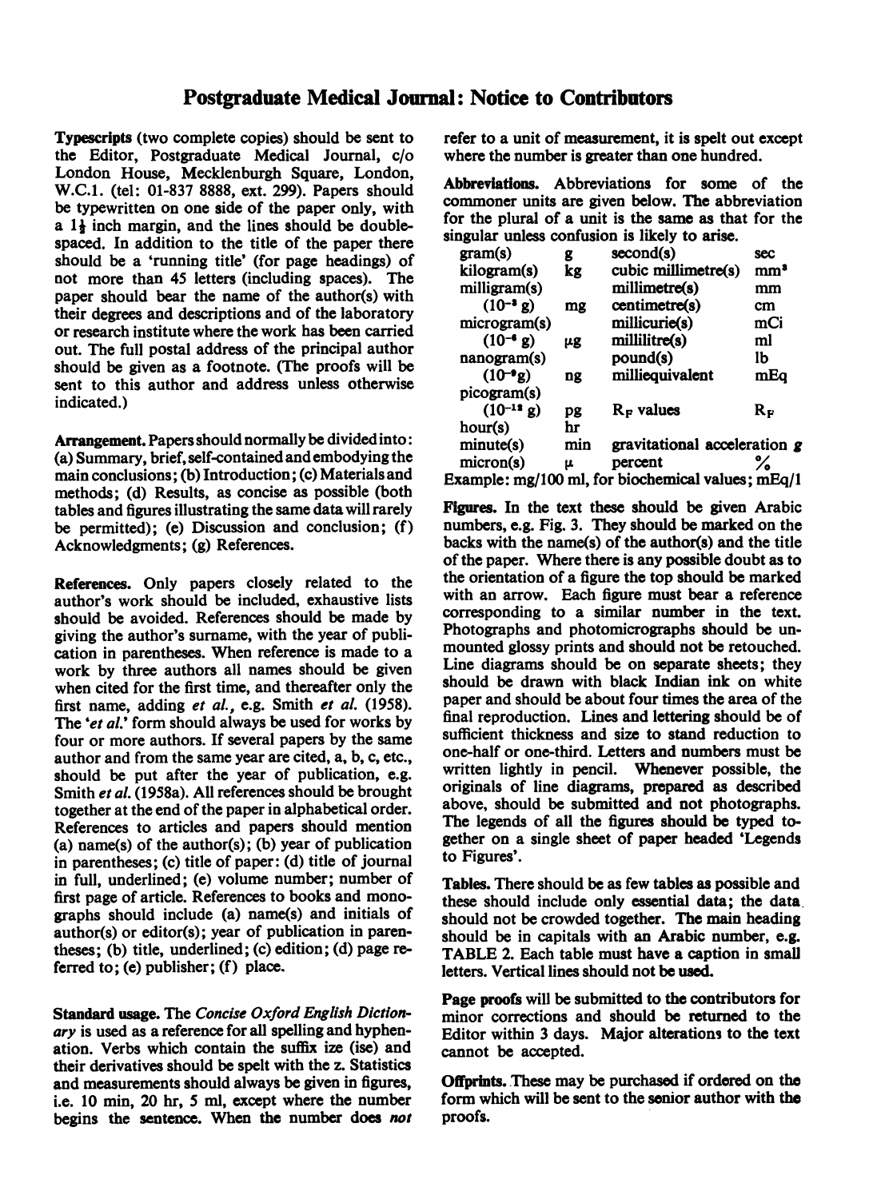# Postgraduate Medical Journal: Notice to Contributors

**Typescripts** (two complete copies) should be sent to the Editor, Postgraduate Medical Journal, c/o London House, Mecklenburgh Square, London, W.C.1. (tel: 01-837 8888, ext. 299). Papers should be typewritten on one side of the paper only, with a 1½ inch margin, and the lines should be double-spaced. In addition to the title of the paper there should be a 'running title' (for page headings) of not more than 45 letters (including spaces). The paper should bear the name of the author(s) with their degrees and descriptions and of the laboratory or research institute where the work has been carried out. The full postal address of the principal author should be given as a footnote. (The proofs will be sent to this author and address unless otherwise indicated.)

**Arrangement.** Papers should normally be divided into: (a) Summary, brief, self-contained and embodying the main conclusions; (b) Introduction; (c) Materials and methods; (d) Results, as concise as possible (both tables and figures illustrating the same data will rarely be permitted); (e) Discussion and conclusion; (f) Acknowledgments; (g) References.

**References.** Only papers closely related to the author's work should be included, exhaustive lists should be avoided. References should be made by giving the author's surname, with the year of publication in parentheses. When reference is made to a work by three authors all names should be given when cited for the first time, and thereafter only the first name, adding *et al.*, e.g. Smith *et al.* (1958). The '*et al.*' form should always be used for works by four or more authors. If several papers by the same author and from the same year are cited, a, b, c, etc., should be put after the year of publication, e.g. Smith *et al.* (1958a). All references should be brought together at the end of the paper in alphabetical order. References to articles and papers should mention (a) name(s) of the author(s); (b) year of publication in parentheses; (c) title of paper: (d) title of journal in full, underlined; (e) volume number; number of first page of article. References to books and monographs should include (a) name(s) and initials of author(s) or editor(s); year of publication in parentheses; (b) title, underlined; (c) edition; (d) page referred to; (e) publisher; (f) place.

**Standard usage.** The *Concise Oxford English Dictionary* is used as a reference for all spelling and hyphenation. Verbs which contain the suffix ize (ise) and their derivatives should be spelt with the z. Statistics and measurements should always be given in figures, i.e. 10 min, 20 hr, 5 ml, except where the number begins the sentence. When the number does *not* refer to a unit of measurement, it is spelt out except where the number is greater than one hundred.

**Abbreviations.** Abbreviations for some of the commoner units are given below. The abbreviation for the plural of a unit is the same as that for the singular unless confusion is likely to arise.

| | | | |
|---|---|---|---|
| gram(s) | g | second(s) | sec |
| kilogram(s) | kg | cubic millimetre(s) | $mm^3$ |
| milligram(s) ($10^{-3}$ g) | mg | millimetre(s) | mm |
| microgram(s) ($10^{-6}$ g) | μg | centimetre(s) | cm |
| nanogram(s) ($10^{-9}$g) | ng | millicurie(s) | mCi |
| picogram(s) ($10^{-12}$ g) | pg | millilitre(s) | ml |
| hour(s) | hr | pound(s) | lb |
| minute(s) | min | milliequivalent | mEq |
| micron(s) | μ | $R_F$ values | $R_F$ |
| | | gravitational acceleration | g |
| | | percent | % |

Example: mg/100 ml, for biochemical values; mEq/l

**Figures.** In the text these should be given Arabic numbers, e.g. Fig. 3. They should be marked on the backs with the name(s) of the author(s) and the title of the paper. Where there is any possible doubt as to the orientation of a figure the top should be marked with an arrow. Each figure must bear a reference corresponding to a similar number in the text. Photographs and photomicrographs should be unmounted glossy prints and should not be retouched. Line diagrams should be on separate sheets; they should be drawn with black Indian ink on white paper and should be about four times the area of the final reproduction. Lines and lettering should be of sufficient thickness and size to stand reduction to one-half or one-third. Letters and numbers must be written lightly in pencil. Whenever possible, the originals of line diagrams, prepared as described above, should be submitted and not photographs. The legends of all the figures should be typed together on a single sheet of paper headed 'Legends to Figures'.

**Tables.** There should be as few tables as possible and these should include only essential data; the data should not be crowded together. The main heading should be in capitals with an Arabic number, e.g. TABLE 2. Each table must have a caption in small letters. Vertical lines should not be used.

**Page proofs** will be submitted to the contributors for minor corrections and should be returned to the Editor within 3 days. Major alterations to the text cannot be accepted.

**Offprints.** These may be purchased if ordered on the form which will be sent to the senior author with the proofs.